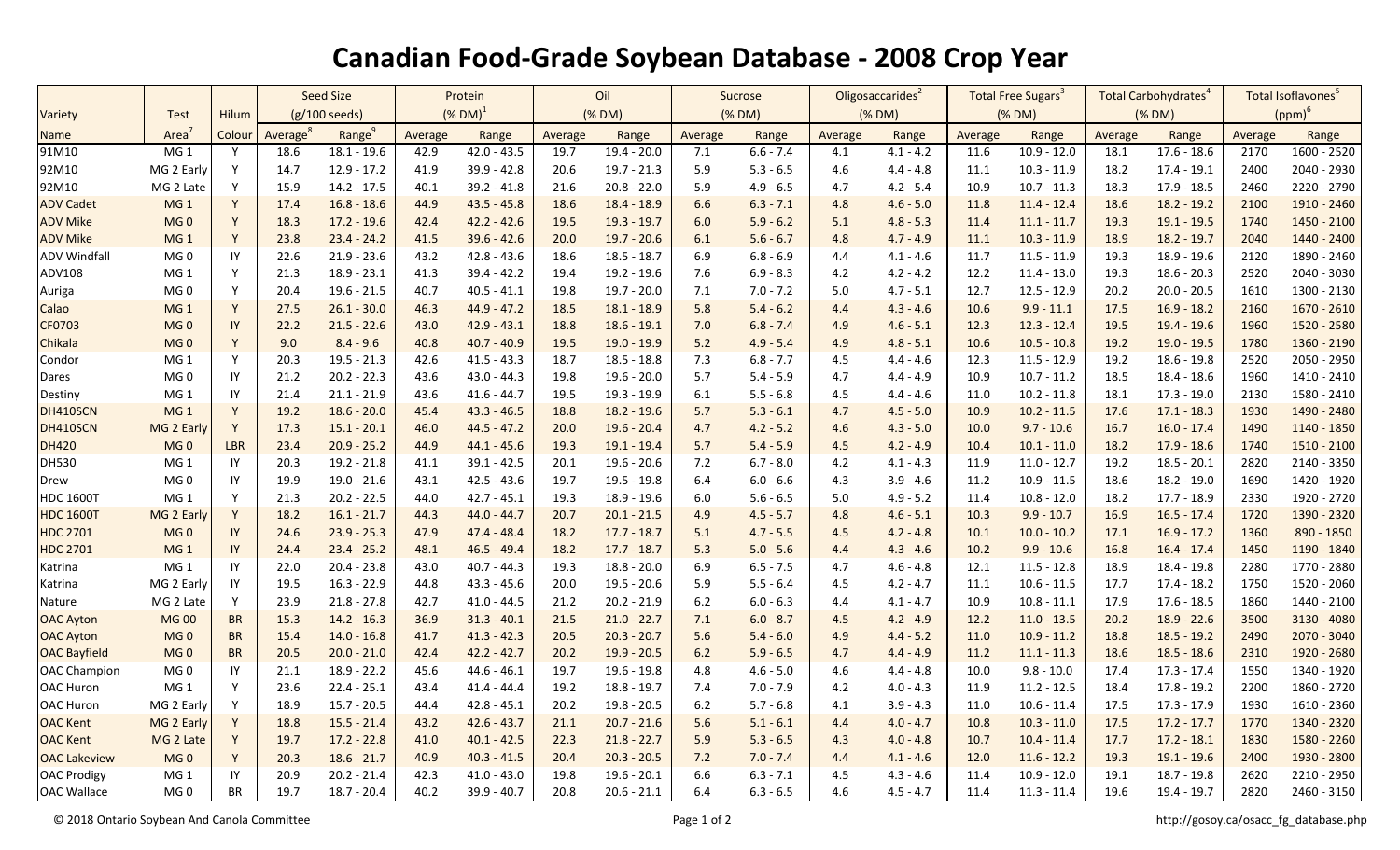# Canadian Food-Grade Soybean Database - 2008 Crop Year

| Variety | Test | Hilum | Seed Size (g/100 seeds) | | Protein (% DM)[1] | | Oil (% DM) | | Sucrose (% DM) | | Oligosaccarides[2] (% DM) | | Total Free Sugars[3] (% DM) | | Total Carbohydrates[4] (% DM) | | Total Isoflavones[5] (ppm)[6] | |
|---|---|---|---|---|---|---|---|---|---|---|---|---|---|---|---|---|---|---|
| Name | Area[7] | Colour | Average[8] | Range[9] | Average | Range | Average | Range | Average | Range | Average | Range | Average | Range | Average | Range | Average | Range |
| 91M10 | MG 1 | Y | 18.6 | 18.1 - 19.6 | 42.9 | 42.0 - 43.5 | 19.7 | 19.4 - 20.0 | 7.1 | 6.6 - 7.4 | 4.1 | 4.1 - 4.2 | 11.6 | 10.9 - 12.0 | 18.1 | 17.6 - 18.6 | 2170 | 1600 - 2520 |
| 92M10 | MG 2 Early | Y | 14.7 | 12.9 - 17.2 | 41.9 | 39.9 - 42.8 | 20.6 | 19.7 - 21.3 | 5.9 | 5.3 - 6.5 | 4.6 | 4.4 - 4.8 | 11.1 | 10.3 - 11.9 | 18.2 | 17.4 - 19.1 | 2400 | 2040 - 2930 |
| 92M10 | MG 2 Late | Y | 15.9 | 14.2 - 17.5 | 40.1 | 39.2 - 41.8 | 21.6 | 20.8 - 22.0 | 5.9 | 4.9 - 6.5 | 4.7 | 4.2 - 5.4 | 10.9 | 10.7 - 11.3 | 18.3 | 17.9 - 18.5 | 2460 | 2220 - 2790 |
| ADV Cadet | MG 1 | Y | 17.4 | 16.8 - 18.6 | 44.9 | 43.5 - 45.8 | 18.6 | 18.4 - 18.9 | 6.6 | 6.3 - 7.1 | 4.8 | 4.6 - 5.0 | 11.8 | 11.4 - 12.4 | 18.6 | 18.2 - 19.2 | 2100 | 1910 - 2460 |
| ADV Mike | MG 0 | Y | 18.3 | 17.2 - 19.6 | 42.4 | 42.2 - 42.6 | 19.5 | 19.3 - 19.7 | 6.0 | 5.9 - 6.2 | 5.1 | 4.8 - 5.3 | 11.4 | 11.1 - 11.7 | 19.3 | 19.1 - 19.5 | 1740 | 1450 - 2100 |
| ADV Mike | MG 1 | Y | 23.8 | 23.4 - 24.2 | 41.5 | 39.6 - 42.6 | 20.0 | 19.7 - 20.6 | 6.1 | 5.6 - 6.7 | 4.8 | 4.7 - 4.9 | 11.1 | 10.3 - 11.9 | 18.9 | 18.2 - 19.7 | 2040 | 1440 - 2400 |
| ADV Windfall | MG 0 | IY | 22.6 | 21.9 - 23.6 | 43.2 | 42.8 - 43.6 | 18.6 | 18.5 - 18.7 | 6.9 | 6.8 - 6.9 | 4.4 | 4.1 - 4.6 | 11.7 | 11.5 - 11.9 | 19.3 | 18.9 - 19.6 | 2120 | 1890 - 2460 |
| ADV108 | MG 1 | Y | 21.3 | 18.9 - 23.1 | 41.3 | 39.4 - 42.2 | 19.4 | 19.2 - 19.6 | 7.6 | 6.9 - 8.3 | 4.2 | 4.2 - 4.2 | 12.2 | 11.4 - 13.0 | 19.3 | 18.6 - 20.3 | 2520 | 2040 - 3030 |
| Auriga | MG 0 | Y | 20.4 | 19.6 - 21.5 | 40.7 | 40.5 - 41.1 | 19.8 | 19.7 - 20.0 | 7.1 | 7.0 - 7.2 | 5.0 | 4.7 - 5.1 | 12.7 | 12.5 - 12.9 | 20.2 | 20.0 - 20.5 | 1610 | 1300 - 2130 |
| Calao | MG 1 | Y | 27.5 | 26.1 - 30.0 | 46.3 | 44.9 - 47.2 | 18.5 | 18.1 - 18.9 | 5.8 | 5.4 - 6.2 | 4.4 | 4.3 - 4.6 | 10.6 | 9.9 - 11.1 | 17.5 | 16.9 - 18.2 | 2160 | 1670 - 2610 |
| CF0703 | MG 0 | IY | 22.2 | 21.5 - 22.6 | 43.0 | 42.9 - 43.1 | 18.8 | 18.6 - 19.1 | 7.0 | 6.8 - 7.4 | 4.9 | 4.6 - 5.1 | 12.3 | 12.3 - 12.4 | 19.5 | 19.4 - 19.6 | 1960 | 1520 - 2580 |
| Chikala | MG 0 | Y | 9.0 | 8.4 - 9.6 | 40.8 | 40.7 - 40.9 | 19.5 | 19.0 - 19.9 | 5.2 | 4.9 - 5.4 | 4.9 | 4.8 - 5.1 | 10.6 | 10.5 - 10.8 | 19.2 | 19.0 - 19.5 | 1780 | 1360 - 2190 |
| Condor | MG 1 | Y | 20.3 | 19.5 - 21.3 | 42.6 | 41.5 - 43.3 | 18.7 | 18.5 - 18.8 | 7.3 | 6.8 - 7.7 | 4.5 | 4.4 - 4.6 | 12.3 | 11.5 - 12.9 | 19.2 | 18.6 - 19.8 | 2520 | 2050 - 2950 |
| Dares | MG 0 | IY | 21.2 | 20.2 - 22.3 | 43.6 | 43.0 - 44.3 | 19.8 | 19.6 - 20.0 | 5.7 | 5.4 - 5.9 | 4.7 | 4.4 - 4.9 | 10.9 | 10.7 - 11.2 | 18.5 | 18.4 - 18.6 | 1960 | 1410 - 2410 |
| Destiny | MG 1 | IY | 21.4 | 21.1 - 21.9 | 43.6 | 41.6 - 44.7 | 19.5 | 19.3 - 19.9 | 6.1 | 5.5 - 6.8 | 4.5 | 4.4 - 4.6 | 11.0 | 10.2 - 11.8 | 18.1 | 17.3 - 19.0 | 2130 | 1580 - 2410 |
| DH410SCN | MG 1 | Y | 19.2 | 18.6 - 20.0 | 45.4 | 43.3 - 46.5 | 18.8 | 18.2 - 19.6 | 5.7 | 5.3 - 6.1 | 4.7 | 4.5 - 5.0 | 10.9 | 10.2 - 11.5 | 17.6 | 17.1 - 18.3 | 1930 | 1490 - 2480 |
| DH410SCN | MG 2 Early | Y | 17.3 | 15.1 - 20.1 | 46.0 | 44.5 - 47.2 | 20.0 | 19.6 - 20.4 | 4.7 | 4.2 - 5.2 | 4.6 | 4.3 - 5.0 | 10.0 | 9.7 - 10.6 | 16.7 | 16.0 - 17.4 | 1490 | 1140 - 1850 |
| DH420 | MG 0 | LBR | 23.4 | 20.9 - 25.2 | 44.9 | 44.1 - 45.6 | 19.3 | 19.1 - 19.4 | 5.7 | 5.4 - 5.9 | 4.5 | 4.2 - 4.9 | 10.4 | 10.1 - 11.0 | 18.2 | 17.9 - 18.6 | 1740 | 1510 - 2100 |
| DH530 | MG 1 | IY | 20.3 | 19.2 - 21.8 | 41.1 | 39.1 - 42.5 | 20.1 | 19.6 - 20.6 | 7.2 | 6.7 - 8.0 | 4.2 | 4.1 - 4.3 | 11.9 | 11.0 - 12.7 | 19.2 | 18.5 - 20.1 | 2820 | 2140 - 3350 |
| Drew | MG 0 | IY | 19.9 | 19.0 - 21.6 | 43.1 | 42.5 - 43.6 | 19.7 | 19.5 - 19.8 | 6.4 | 6.0 - 6.6 | 4.3 | 3.9 - 4.6 | 11.2 | 10.9 - 11.5 | 18.6 | 18.2 - 19.0 | 1690 | 1420 - 1920 |
| HDC 1600T | MG 1 | Y | 21.3 | 20.2 - 22.5 | 44.0 | 42.7 - 45.1 | 19.3 | 18.9 - 19.6 | 6.0 | 5.6 - 6.5 | 5.0 | 4.9 - 5.2 | 11.4 | 10.8 - 12.0 | 18.2 | 17.7 - 18.9 | 2330 | 1920 - 2720 |
| HDC 1600T | MG 2 Early | Y | 18.2 | 16.1 - 21.7 | 44.3 | 44.0 - 44.7 | 20.7 | 20.1 - 21.5 | 4.9 | 4.5 - 5.7 | 4.8 | 4.6 - 5.1 | 10.3 | 9.9 - 10.7 | 16.9 | 16.5 - 17.4 | 1720 | 1390 - 2320 |
| HDC 2701 | MG 0 | IY | 24.6 | 23.9 - 25.3 | 47.9 | 47.4 - 48.4 | 18.2 | 17.7 - 18.7 | 5.1 | 4.7 - 5.5 | 4.5 | 4.2 - 4.8 | 10.1 | 10.0 - 10.2 | 17.1 | 16.9 - 17.2 | 1360 | 890 - 1850 |
| HDC 2701 | MG 1 | IY | 24.4 | 23.4 - 25.2 | 48.1 | 46.5 - 49.4 | 18.2 | 17.7 - 18.7 | 5.3 | 5.0 - 5.6 | 4.4 | 4.3 - 4.6 | 10.2 | 9.9 - 10.6 | 16.8 | 16.4 - 17.4 | 1450 | 1190 - 1840 |
| Katrina | MG 1 | IY | 22.0 | 20.4 - 23.8 | 43.0 | 40.7 - 44.3 | 19.3 | 18.8 - 20.0 | 6.9 | 6.5 - 7.5 | 4.7 | 4.6 - 4.8 | 12.1 | 11.5 - 12.8 | 18.9 | 18.4 - 19.8 | 2280 | 1770 - 2880 |
| Katrina | MG 2 Early | IY | 19.5 | 16.3 - 22.9 | 44.8 | 43.3 - 45.6 | 20.0 | 19.5 - 20.6 | 5.9 | 5.5 - 6.4 | 4.5 | 4.2 - 4.7 | 11.1 | 10.6 - 11.5 | 17.7 | 17.4 - 18.2 | 1750 | 1520 - 2060 |
| Nature | MG 2 Late | Y | 23.9 | 21.8 - 27.8 | 42.7 | 41.0 - 44.5 | 21.2 | 20.2 - 21.9 | 6.2 | 6.0 - 6.3 | 4.4 | 4.1 - 4.7 | 10.9 | 10.8 - 11.1 | 17.9 | 17.6 - 18.5 | 1860 | 1440 - 2100 |
| OAC Ayton | MG 00 | BR | 15.3 | 14.2 - 16.3 | 36.9 | 31.3 - 40.1 | 21.5 | 21.0 - 22.7 | 7.1 | 6.0 - 8.7 | 4.5 | 4.2 - 4.9 | 12.2 | 11.0 - 13.5 | 20.2 | 18.9 - 22.6 | 3500 | 3130 - 4080 |
| OAC Ayton | MG 0 | BR | 15.4 | 14.0 - 16.8 | 41.7 | 41.3 - 42.3 | 20.5 | 20.3 - 20.7 | 5.6 | 5.4 - 6.0 | 4.9 | 4.4 - 5.2 | 11.0 | 10.9 - 11.2 | 18.8 | 18.5 - 19.2 | 2490 | 2070 - 3040 |
| OAC Bayfield | MG 0 | BR | 20.5 | 20.0 - 21.0 | 42.4 | 42.2 - 42.7 | 20.2 | 19.9 - 20.5 | 6.2 | 5.9 - 6.5 | 4.7 | 4.4 - 4.9 | 11.2 | 11.1 - 11.3 | 18.6 | 18.5 - 18.6 | 2310 | 1920 - 2680 |
| OAC Champion | MG 0 | IY | 21.1 | 18.9 - 22.2 | 45.6 | 44.6 - 46.1 | 19.7 | 19.6 - 19.8 | 4.8 | 4.6 - 5.0 | 4.6 | 4.4 - 4.8 | 10.0 | 9.8 - 10.0 | 17.4 | 17.3 - 17.4 | 1550 | 1340 - 1920 |
| OAC Huron | MG 1 | Y | 23.6 | 22.4 - 25.1 | 43.4 | 41.4 - 44.4 | 19.2 | 18.8 - 19.7 | 7.4 | 7.0 - 7.9 | 4.2 | 4.0 - 4.3 | 11.9 | 11.2 - 12.5 | 18.4 | 17.8 - 19.2 | 2200 | 1860 - 2720 |
| OAC Huron | MG 2 Early | Y | 18.9 | 15.7 - 20.5 | 44.4 | 42.8 - 45.1 | 20.2 | 19.8 - 20.5 | 6.2 | 5.7 - 6.8 | 4.1 | 3.9 - 4.3 | 11.0 | 10.6 - 11.4 | 17.5 | 17.3 - 17.9 | 1930 | 1610 - 2360 |
| OAC Kent | MG 2 Early | Y | 18.8 | 15.5 - 21.4 | 43.2 | 42.6 - 43.7 | 21.1 | 20.7 - 21.6 | 5.6 | 5.1 - 6.1 | 4.4 | 4.0 - 4.7 | 10.8 | 10.3 - 11.0 | 17.5 | 17.2 - 17.7 | 1770 | 1340 - 2320 |
| OAC Kent | MG 2 Late | Y | 19.7 | 17.2 - 22.8 | 41.0 | 40.1 - 42.5 | 22.3 | 21.8 - 22.7 | 5.9 | 5.3 - 6.5 | 4.3 | 4.0 - 4.8 | 10.7 | 10.4 - 11.1 | 17.7 | 17.2 - 18.1 | 1830 | 1580 - 2260 |
| OAC Lakeview | MG 0 | Y | 20.3 | 18.6 - 21.7 | 40.9 | 40.3 - 41.5 | 20.4 | 20.3 - 20.5 | 7.2 | 7.0 - 7.4 | 4.4 | 4.1 - 4.6 | 12.0 | 11.6 - 12.2 | 19.3 | 19.1 - 19.6 | 2400 | 1930 - 2800 |
| OAC Prodigy | MG 1 | IY | 20.9 | 20.2 - 21.4 | 42.3 | 41.0 - 43.0 | 19.8 | 19.6 - 20.1 | 6.6 | 6.3 - 7.1 | 4.5 | 4.3 - 4.6 | 11.4 | 10.9 - 12.0 | 19.1 | 18.7 - 19.8 | 2620 | 2210 - 2950 |
| OAC Wallace | MG 0 | BR | 19.7 | 18.7 - 20.4 | 40.2 | 39.9 - 40.7 | 20.8 | 20.6 - 21.1 | 6.4 | 6.3 - 6.5 | 4.6 | 4.5 - 4.7 | 11.4 | 11.3 - 11.4 | 19.6 | 19.4 - 19.7 | 2820 | 2460 - 3150 |

© 2018 Ontario Soybean And Canola Committee

http://gosoy.ca/osacc_fg_database.php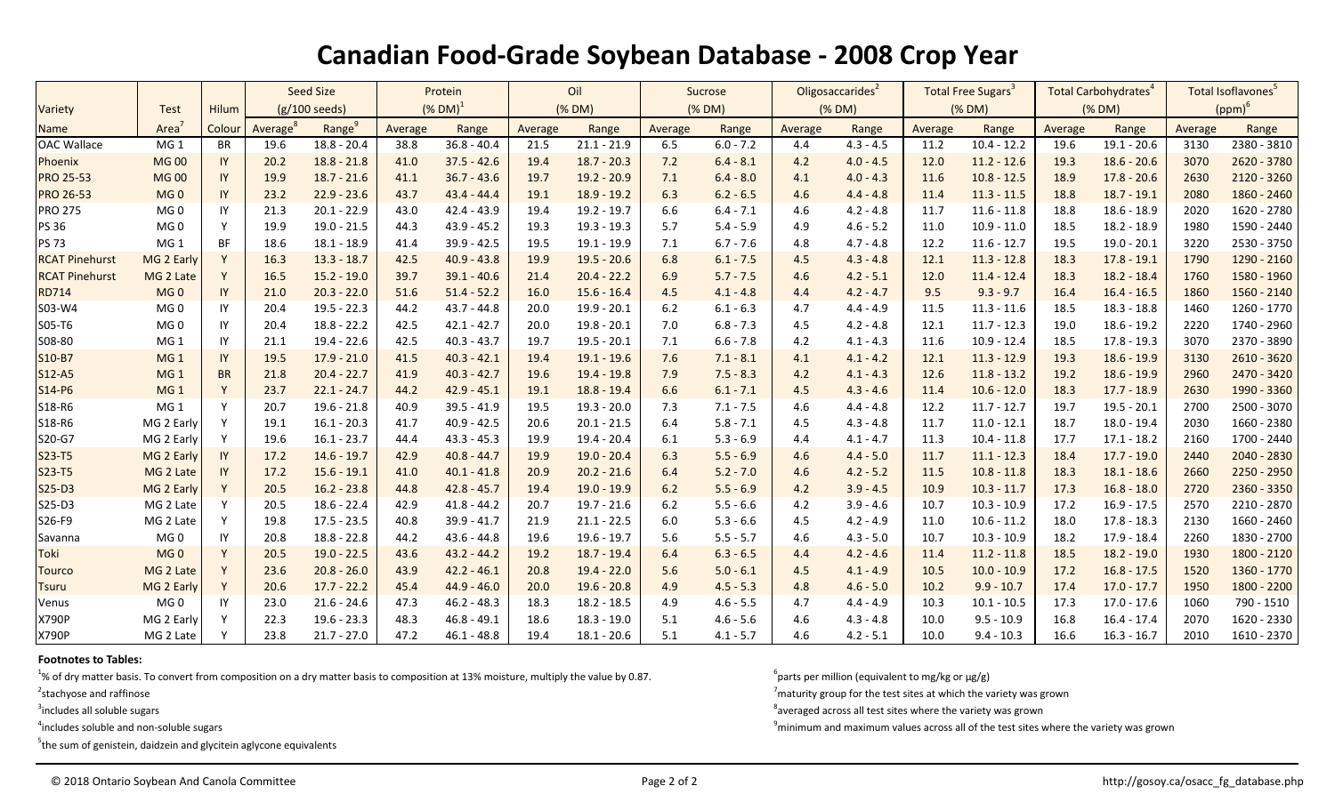# Canadian Food-Grade Soybean Database - 2008 Crop Year

| Variety | Test | Hilum | Seed Size (g/100 seeds) | | Protein (% DM)[1] | | Oil (% DM) | | Sucrose (% DM) | | Oligosaccarides[2] (% DM) | | Total Free Sugars[3] (% DM) | | Total Carbohydrates[4] (% DM) | | Total Isoflavones[5] (ppm)[6] | |
|---|---|---|---|---|---|---|---|---|---|---|---|---|---|---|---|---|---|---|
| Name | Area[7] | Colour | Average[8] | Range[9] | Average | Range | Average | Range | Average | Range | Average | Range | Average | Range | Average | Range | Average | Range |
| OAC Wallace | MG 1 | BR | 19.6 | 18.8 - 20.4 | 38.8 | 36.8 - 40.4 | 21.5 | 21.1 - 21.9 | 6.5 | 6.0 - 7.2 | 4.4 | 4.3 - 4.5 | 11.2 | 10.4 - 12.2 | 19.6 | 19.1 - 20.6 | 3130 | 2380 - 3810 |
| Phoenix | MG 00 | IY | 20.2 | 18.8 - 21.8 | 41.0 | 37.5 - 42.6 | 19.4 | 18.7 - 20.3 | 7.2 | 6.4 - 8.1 | 4.2 | 4.0 - 4.5 | 12.0 | 11.2 - 12.6 | 19.3 | 18.6 - 20.6 | 3070 | 2620 - 3780 |
| PRO 25-53 | MG 00 | IY | 19.9 | 18.7 - 21.6 | 41.1 | 36.7 - 43.6 | 19.7 | 19.2 - 20.9 | 7.1 | 6.4 - 8.0 | 4.1 | 4.0 - 4.3 | 11.6 | 10.8 - 12.5 | 18.9 | 17.8 - 20.6 | 2630 | 2120 - 3260 |
| PRO 26-53 | MG 0 | IY | 23.2 | 22.9 - 23.6 | 43.7 | 43.4 - 44.4 | 19.1 | 18.9 - 19.2 | 6.3 | 6.2 - 6.5 | 4.6 | 4.4 - 4.8 | 11.4 | 11.3 - 11.5 | 18.8 | 18.7 - 19.1 | 2080 | 1860 - 2460 |
| PRO 275 | MG 0 | IY | 21.3 | 20.1 - 22.9 | 43.0 | 42.4 - 43.9 | 19.4 | 19.2 - 19.7 | 6.6 | 6.4 - 7.1 | 4.6 | 4.2 - 4.8 | 11.7 | 11.6 - 11.8 | 18.8 | 18.6 - 18.9 | 2020 | 1620 - 2780 |
| PS 36 | MG 0 | Y | 19.9 | 19.0 - 21.5 | 44.3 | 43.9 - 45.2 | 19.3 | 19.3 - 19.3 | 5.7 | 5.4 - 5.9 | 4.9 | 4.6 - 5.2 | 11.0 | 10.9 - 11.0 | 18.5 | 18.2 - 18.9 | 1980 | 1590 - 2440 |
| PS 73 | MG 1 | BF | 18.6 | 18.1 - 18.9 | 41.4 | 39.9 - 42.5 | 19.5 | 19.1 - 19.9 | 7.1 | 6.7 - 7.6 | 4.8 | 4.7 - 4.8 | 12.2 | 11.6 - 12.7 | 19.5 | 19.0 - 20.1 | 3220 | 2530 - 3750 |
| RCAT Pinehurst | MG 2 Early | Y | 16.3 | 13.3 - 18.7 | 42.5 | 40.9 - 43.8 | 19.9 | 19.5 - 20.6 | 6.8 | 6.1 - 7.5 | 4.5 | 4.3 - 4.8 | 12.1 | 11.3 - 12.8 | 18.3 | 17.8 - 19.1 | 1790 | 1290 - 2160 |
| RCAT Pinehurst | MG 2 Late | Y | 16.5 | 15.2 - 19.0 | 39.7 | 39.1 - 40.6 | 21.4 | 20.4 - 22.2 | 6.9 | 5.7 - 7.5 | 4.6 | 4.2 - 5.1 | 12.0 | 11.4 - 12.4 | 18.3 | 18.2 - 18.4 | 1760 | 1580 - 1960 |
| RD714 | MG 0 | IY | 21.0 | 20.3 - 22.0 | 51.6 | 51.4 - 52.2 | 16.0 | 15.6 - 16.4 | 4.5 | 4.1 - 4.8 | 4.4 | 4.2 - 4.7 | 9.5 | 9.3 - 9.7 | 16.4 | 16.4 - 16.5 | 1860 | 1560 - 2140 |
| S03-W4 | MG 0 | IY | 20.4 | 19.5 - 22.3 | 44.2 | 43.7 - 44.8 | 20.0 | 19.9 - 20.1 | 6.2 | 6.1 - 6.3 | 4.7 | 4.4 - 4.9 | 11.5 | 11.3 - 11.6 | 18.5 | 18.3 - 18.8 | 1460 | 1260 - 1770 |
| S05-T6 | MG 0 | IY | 20.4 | 18.8 - 22.2 | 42.5 | 42.1 - 42.7 | 20.0 | 19.8 - 20.1 | 7.0 | 6.8 - 7.3 | 4.5 | 4.2 - 4.8 | 12.1 | 11.7 - 12.3 | 19.0 | 18.6 - 19.2 | 2220 | 1740 - 2960 |
| S08-80 | MG 1 | IY | 21.1 | 19.4 - 22.6 | 42.5 | 40.3 - 43.7 | 19.7 | 19.5 - 20.1 | 7.1 | 6.6 - 7.8 | 4.2 | 4.1 - 4.3 | 11.6 | 10.9 - 12.4 | 18.5 | 17.8 - 19.3 | 3070 | 2370 - 3890 |
| S10-B7 | MG 1 | IY | 19.5 | 17.9 - 21.0 | 41.5 | 40.3 - 42.1 | 19.4 | 19.1 - 19.6 | 7.6 | 7.1 - 8.1 | 4.1 | 4.1 - 4.2 | 12.1 | 11.3 - 12.9 | 19.3 | 18.6 - 19.9 | 3130 | 2610 - 3620 |
| S12-A5 | MG 1 | BR | 21.8 | 20.4 - 22.7 | 41.9 | 40.3 - 42.7 | 19.6 | 19.4 - 19.8 | 7.9 | 7.5 - 8.3 | 4.2 | 4.1 - 4.3 | 12.6 | 11.8 - 13.2 | 19.2 | 18.6 - 19.9 | 2960 | 2470 - 3420 |
| S14-P6 | MG 1 | Y | 23.7 | 22.1 - 24.7 | 44.2 | 42.9 - 45.1 | 19.1 | 18.8 - 19.4 | 6.6 | 6.1 - 7.1 | 4.5 | 4.3 - 4.6 | 11.4 | 10.6 - 12.0 | 18.3 | 17.7 - 18.9 | 2630 | 1990 - 3360 |
| S18-R6 | MG 1 | Y | 20.7 | 19.6 - 21.8 | 40.9 | 39.5 - 41.9 | 19.5 | 19.3 - 20.0 | 7.3 | 7.1 - 7.5 | 4.6 | 4.4 - 4.8 | 12.2 | 11.7 - 12.7 | 19.7 | 19.5 - 20.1 | 2700 | 2500 - 3070 |
| S18-R6 | MG 2 Early | Y | 19.1 | 16.1 - 20.3 | 41.7 | 40.9 - 42.5 | 20.6 | 20.1 - 21.5 | 6.4 | 5.8 - 7.1 | 4.5 | 4.3 - 4.8 | 11.7 | 11.0 - 12.1 | 18.7 | 18.0 - 19.4 | 2030 | 1660 - 2380 |
| S20-G7 | MG 2 Early | Y | 19.6 | 16.1 - 23.7 | 44.4 | 43.3 - 45.3 | 19.9 | 19.4 - 20.4 | 6.1 | 5.3 - 6.9 | 4.4 | 4.1 - 4.7 | 11.3 | 10.4 - 11.8 | 17.7 | 17.1 - 18.2 | 2160 | 1700 - 2440 |
| S23-T5 | MG 2 Early | IY | 17.2 | 14.6 - 19.7 | 42.9 | 40.8 - 44.7 | 19.9 | 19.0 - 20.4 | 6.3 | 5.5 - 6.9 | 4.6 | 4.4 - 5.0 | 11.7 | 11.1 - 12.3 | 18.4 | 17.7 - 19.0 | 2440 | 2040 - 2830 |
| S23-T5 | MG 2 Late | IY | 17.2 | 15.6 - 19.1 | 41.0 | 40.1 - 41.8 | 20.9 | 20.2 - 21.6 | 6.4 | 5.2 - 7.0 | 4.6 | 4.2 - 5.2 | 11.5 | 10.8 - 11.8 | 18.3 | 18.1 - 18.6 | 2660 | 2250 - 2950 |
| S25-D3 | MG 2 Early | Y | 20.5 | 16.2 - 23.8 | 44.8 | 42.8 - 45.7 | 19.4 | 19.0 - 19.9 | 6.2 | 5.5 - 6.9 | 4.2 | 3.9 - 4.5 | 10.9 | 10.3 - 11.7 | 17.3 | 16.8 - 18.0 | 2720 | 2360 - 3350 |
| S25-D3 | MG 2 Late | Y | 20.5 | 18.6 - 22.4 | 42.9 | 41.8 - 44.2 | 20.7 | 19.7 - 21.6 | 6.2 | 5.5 - 6.6 | 4.2 | 3.9 - 4.6 | 10.7 | 10.3 - 10.9 | 17.2 | 16.9 - 17.5 | 2570 | 2210 - 2870 |
| S26-F9 | MG 2 Late | Y | 19.8 | 17.5 - 23.5 | 40.8 | 39.9 - 41.7 | 21.9 | 21.1 - 22.5 | 6.0 | 5.3 - 6.6 | 4.5 | 4.2 - 4.9 | 11.0 | 10.6 - 11.2 | 18.0 | 17.8 - 18.3 | 2130 | 1660 - 2460 |
| Savanna | MG 0 | IY | 20.8 | 18.8 - 22.8 | 44.2 | 43.6 - 44.8 | 19.6 | 19.6 - 19.7 | 5.6 | 5.5 - 5.7 | 4.6 | 4.3 - 5.0 | 10.7 | 10.3 - 10.9 | 18.2 | 17.9 - 18.4 | 2260 | 1830 - 2700 |
| Toki | MG 0 | Y | 20.5 | 19.0 - 22.5 | 43.6 | 43.2 - 44.2 | 19.2 | 18.7 - 19.4 | 6.4 | 6.3 - 6.5 | 4.4 | 4.2 - 4.6 | 11.4 | 11.2 - 11.8 | 18.5 | 18.2 - 19.0 | 1930 | 1800 - 2120 |
| Tourco | MG 2 Late | Y | 23.6 | 20.8 - 26.0 | 43.9 | 42.2 - 46.1 | 20.8 | 19.4 - 22.0 | 5.6 | 5.0 - 6.1 | 4.5 | 4.1 - 4.9 | 10.5 | 10.0 - 10.9 | 17.2 | 16.8 - 17.5 | 1520 | 1360 - 1770 |
| Tsuru | MG 2 Early | Y | 20.6 | 17.7 - 22.2 | 45.4 | 44.9 - 46.0 | 20.0 | 19.6 - 20.8 | 4.9 | 4.5 - 5.3 | 4.8 | 4.6 - 5.0 | 10.2 | 9.9 - 10.7 | 17.4 | 17.0 - 17.7 | 1950 | 1800 - 2200 |
| Venus | MG 0 | IY | 23.0 | 21.6 - 24.6 | 47.3 | 46.2 - 48.3 | 18.3 | 18.2 - 18.5 | 4.9 | 4.6 - 5.5 | 4.7 | 4.4 - 4.9 | 10.3 | 10.1 - 10.5 | 17.3 | 17.0 - 17.6 | 1060 | 790 - 1510 |
| X790P | MG 2 Early | Y | 22.3 | 19.6 - 23.3 | 48.3 | 46.8 - 49.1 | 18.6 | 18.3 - 19.0 | 5.1 | 4.6 - 5.6 | 4.6 | 4.3 - 4.8 | 10.0 | 9.5 - 10.9 | 16.8 | 16.4 - 17.4 | 2070 | 1620 - 2330 |
| X790P | MG 2 Late | Y | 23.8 | 21.7 - 27.0 | 47.2 | 46.1 - 48.8 | 19.4 | 18.1 - 20.6 | 5.1 | 4.1 - 5.7 | 4.6 | 4.2 - 5.1 | 10.0 | 9.4 - 10.3 | 16.6 | 16.3 - 16.7 | 2010 | 1610 - 2370 |

**Footnotes to Tables:**

[1] % of dry matter basis. To convert from composition on a dry matter basis to composition at 13% moisture, multiply the value by 0.87.

[2] stachyose and raffinose

[3] includes all soluble sugars

[4] includes soluble and non-soluble sugars

[5] the sum of genistein, daidzein and glycitein aglycone equivalents

[6] parts per million (equivalent to mg/kg or µg/g)

[7] maturity group for the test sites at which the variety was grown

[8] averaged across all test sites where the variety was grown

[9] minimum and maximum values across all of the test sites where the variety was grown

© 2018 Ontario Soybean And Canola Committee

http://gosoy.ca/osacc_fg_database.php